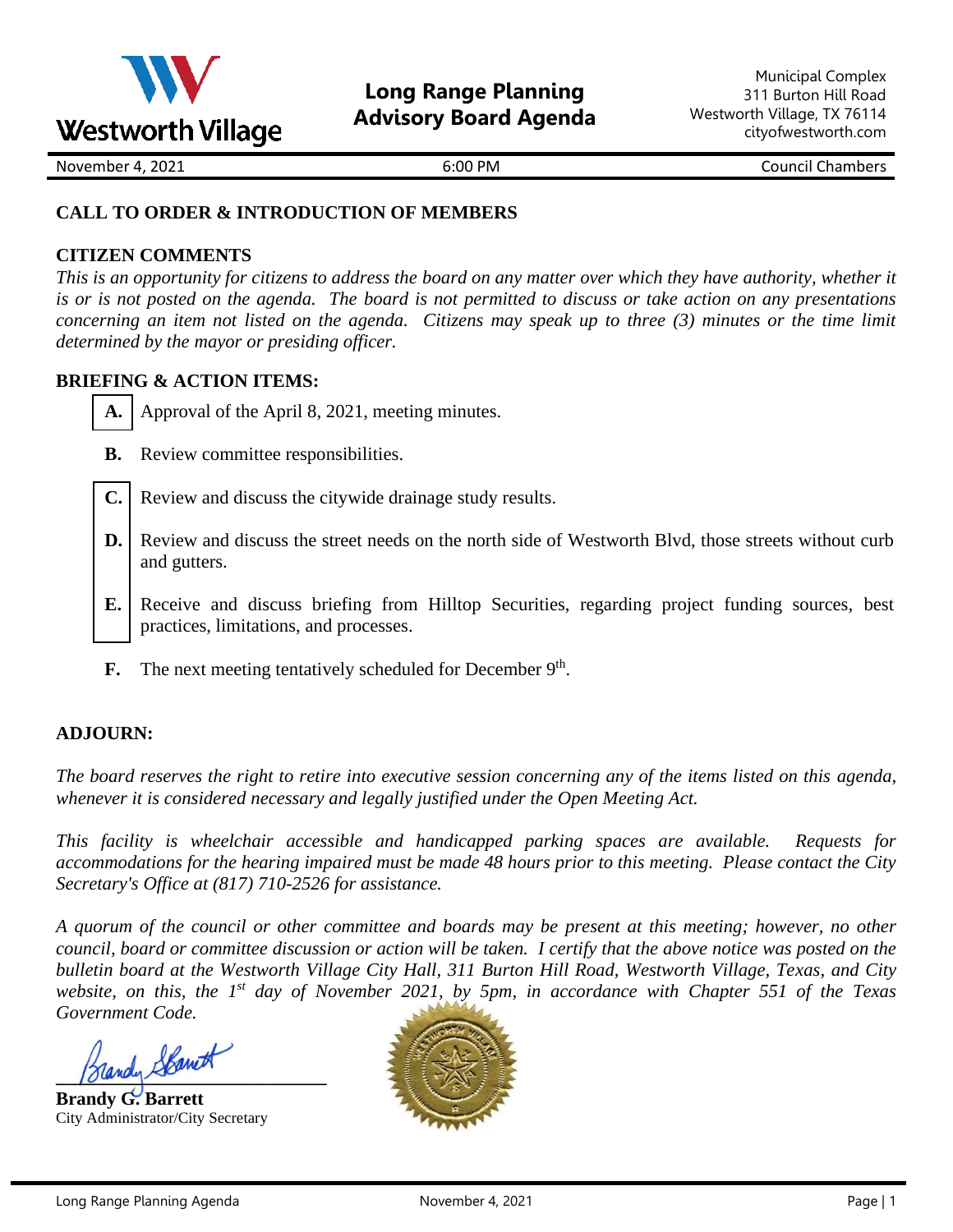Westworth Village

# Long Range Planning Advisory Board Agenda

Municipal Complex
311 Burton Hill Road
Westworth Village, TX 76114
cityofwestworth.com

November 4, 2021 | 6:00 PM | Council Chambers

## CALL TO ORDER & INTRODUCTION OF MEMBERS

## CITIZEN COMMENTS

*This is an opportunity for citizens to address the board on any matter over which they have authority, whether it is or is not posted on the agenda. The board is not permitted to discuss or take action on any presentations concerning an item not listed on the agenda. Citizens may speak up to three (3) minutes or the time limit determined by the mayor or presiding officer.*

## BRIEFING & ACTION ITEMS:

**A.** Approval of the April 8, 2021, meeting minutes.

**B.** Review committee responsibilities.

**C.** Review and discuss the citywide drainage study results.

**D.** Review and discuss the street needs on the north side of Westworth Blvd, those streets without curb and gutters.

**E.** Receive and discuss briefing from Hilltop Securities, regarding project funding sources, best practices, limitations, and processes.

**F.** The next meeting tentatively scheduled for December 9th.

## ADJOURN:

*The board reserves the right to retire into executive session concerning any of the items listed on this agenda, whenever it is considered necessary and legally justified under the Open Meeting Act.*

*This facility is wheelchair accessible and handicapped parking spaces are available. Requests for accommodations for the hearing impaired must be made 48 hours prior to this meeting. Please contact the City Secretary's Office at (817) 710-2526 for assistance.*

*A quorum of the council or other committee and boards may be present at this meeting; however, no other council, board or committee discussion or action will be taken. I certify that the above notice was posted on the bulletin board at the Westworth Village City Hall, 311 Burton Hill Road, Westworth Village, Texas, and City website, on this, the 1st day of November 2021, by 5pm, in accordance with Chapter 551 of the Texas Government Code.*

**Brandy G. Barrett**
City Administrator/City Secretary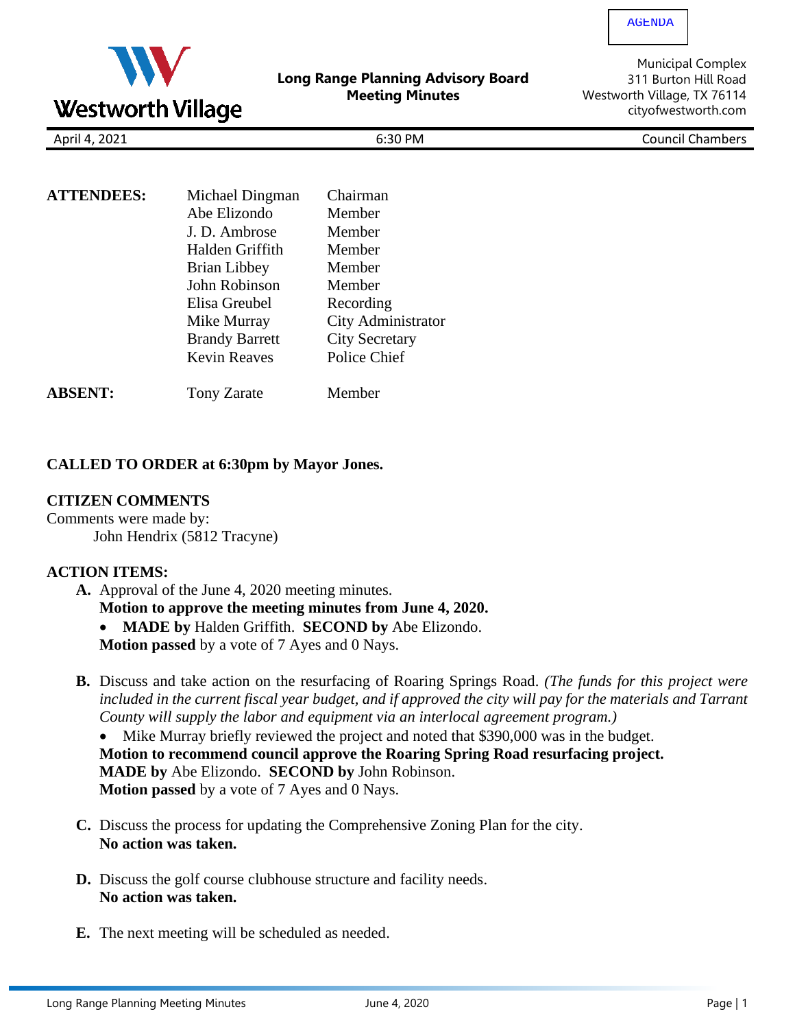AGENDA

Westworth Village

**Long Range Planning Advisory Board**
**Meeting Minutes**

Municipal Complex
311 Burton Hill Road
Westworth Village, TX 76114
cityofwestworth.com

April 4, 2021 | 6:30 PM | Council Chambers

| | | |
|---|---|---|
| **ATTENDEES:** | Michael Dingman | Chairman |
| | Abe Elizondo | Member |
| | J. D. Ambrose | Member |
| | Halden Griffith | Member |
| | Brian Libbey | Member |
| | John Robinson | Member |
| | Elisa Greubel | Recording |
| | Mike Murray | City Administrator |
| | Brandy Barrett | City Secretary |
| | Kevin Reaves | Police Chief |
| **ABSENT:** | Tony Zarate | Member |

**CALLED TO ORDER at 6:30pm by Mayor Jones.**

**CITIZEN COMMENTS**

Comments were made by:

John Hendrix (5812 Tracyne)

**ACTION ITEMS:**

**A.** Approval of the June 4, 2020 meeting minutes.
**Motion to approve the meeting minutes from June 4, 2020.**
- **MADE by** Halden Griffith. **SECOND by** Abe Elizondo.

**Motion passed** by a vote of 7 Ayes and 0 Nays.

**B.** Discuss and take action on the resurfacing of Roaring Springs Road. *(The funds for this project were included in the current fiscal year budget, and if approved the city will pay for the materials and Tarrant County will supply the labor and equipment via an interlocal agreement program.)*
- Mike Murray briefly reviewed the project and noted that $390,000 was in the budget.

**Motion to recommend council approve the Roaring Spring Road resurfacing project.**
**MADE by** Abe Elizondo. **SECOND by** John Robinson.
**Motion passed** by a vote of 7 Ayes and 0 Nays.

**C.** Discuss the process for updating the Comprehensive Zoning Plan for the city.
**No action was taken.**

**D.** Discuss the golf course clubhouse structure and facility needs.
**No action was taken.**

**E.** The next meeting will be scheduled as needed.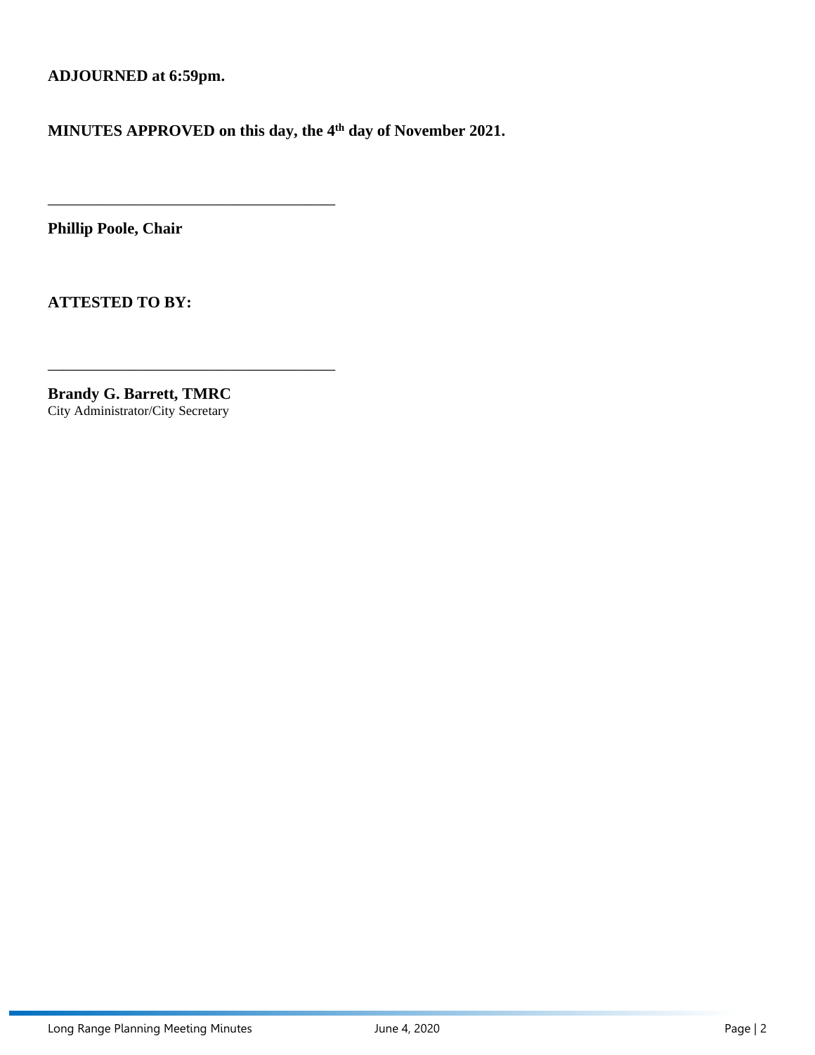**ADJOURNED at 6:59pm.**

**MINUTES APPROVED on this day, the 4th day of November 2021.**

\_\_\_\_\_\_\_\_\_\_\_\_\_\_\_\_\_\_\_\_\_\_\_\_\_\_\_\_\_\_\_\_\_\_\_\_\_\_

**Phillip Poole, Chair**

**ATTESTED TO BY:**

\_\_\_\_\_\_\_\_\_\_\_\_\_\_\_\_\_\_\_\_\_\_\_\_\_\_\_\_\_\_\_\_\_\_\_\_\_\_

**Brandy G. Barrett, TMRC**
City Administrator/City Secretary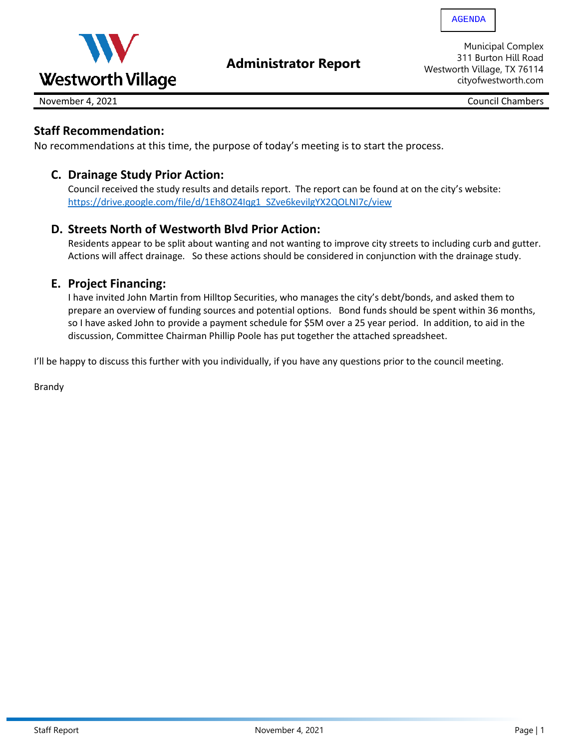AGENDA

Westworth Village

# Administrator Report

Municipal Complex
311 Burton Hill Road
Westworth Village, TX 76114
cityofwestworth.com

November 4, 2021 Council Chambers

## Staff Recommendation:

No recommendations at this time, the purpose of today's meeting is to start the process.

### C. Drainage Study Prior Action:

Council received the study results and details report. The report can be found at on the city's website: https://drive.google.com/file/d/1Eh8OZ4Iqg1_SZve6kevilgYX2QOLNI7c/view

### D. Streets North of Westworth Blvd Prior Action:

Residents appear to be split about wanting and not wanting to improve city streets to including curb and gutter. Actions will affect drainage. So these actions should be considered in conjunction with the drainage study.

### E. Project Financing:

I have invited John Martin from Hilltop Securities, who manages the city's debt/bonds, and asked them to prepare an overview of funding sources and potential options. Bond funds should be spent within 36 months, so I have asked John to provide a payment schedule for $5M over a 25 year period. In addition, to aid in the discussion, Committee Chairman Phillip Poole has put together the attached spreadsheet.

I'll be happy to discuss this further with you individually, if you have any questions prior to the council meeting.

Brandy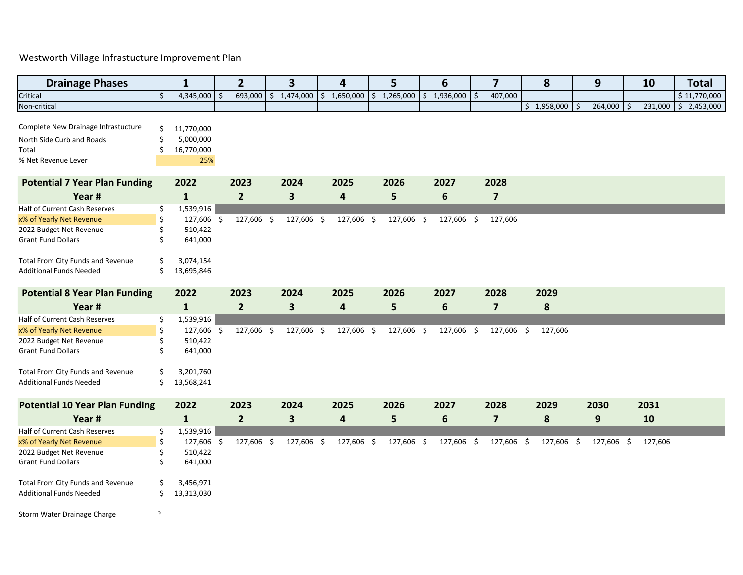Westworth Village Infrastucture Improvement Plan

| Drainage Phases | 1 | 2 | 3 | 4 | 5 | 6 | 7 | 8 | 9 | 10 | Total |
|---|---|---|---|---|---|---|---|---|---|---|---|
| Critical | $ 4,345,000 | $ 693,000 | $ 1,474,000 | $ 1,650,000 | $ 1,265,000 | $ 1,936,000 | $ 407,000 | | | | $ 11,770,000 |
| Non-critical | | | | | | | | $ 1,958,000 | $ 264,000 | $ 231,000 | $ 2,453,000 |

| | |
|---|---|
| Complete New Drainage Infrastucture | $ 11,770,000 |
| North Side Curb and Roads | $ 5,000,000 |
| Total | $ 16,770,000 |
| % Net Revenue Lever | 25% |

| Potential 7 Year Plan Funding | 2022 | 2023 | 2024 | 2025 | 2026 | 2027 | 2028 |
|---|---|---|---|---|---|---|---|
| Year # | 1 | 2 | 3 | 4 | 5 | 6 | 7 |
| Half of Current Cash Reserves | $ 1,539,916 | | | | | | |
| x% of Yearly Net Revenue | $ 127,606 | $ 127,606 | $ 127,606 | $ 127,606 | $ 127,606 | $ 127,606 | $ 127,606 |
| 2022 Budget Net Revenue | $ 510,422 | | | | | | |
| Grant Fund Dollars | $ 641,000 | | | | | | |
| | | | | | | | |
| Total From City Funds and Revenue | $ 3,074,154 | | | | | | |
| Additional Funds Needed | $ 13,695,846 | | | | | | |

| Potential 8 Year Plan Funding | 2022 | 2023 | 2024 | 2025 | 2026 | 2027 | 2028 | 2029 |
|---|---|---|---|---|---|---|---|---|
| Year # | 1 | 2 | 3 | 4 | 5 | 6 | 7 | 8 |
| Half of Current Cash Reserves | $ 1,539,916 | | | | | | | |
| x% of Yearly Net Revenue | $ 127,606 | $ 127,606 | $ 127,606 | $ 127,606 | $ 127,606 | $ 127,606 | $ 127,606 | $ 127,606 |
| 2022 Budget Net Revenue | $ 510,422 | | | | | | | |
| Grant Fund Dollars | $ 641,000 | | | | | | | |
| | | | | | | | | |
| Total From City Funds and Revenue | $ 3,201,760 | | | | | | | |
| Additional Funds Needed | $ 13,568,241 | | | | | | | |

| Potential 10 Year Plan Funding | 2022 | 2023 | 2024 | 2025 | 2026 | 2027 | 2028 | 2029 | 2030 | 2031 |
|---|---|---|---|---|---|---|---|---|---|---|
| Year # | 1 | 2 | 3 | 4 | 5 | 6 | 7 | 8 | 9 | 10 |
| Half of Current Cash Reserves | $ 1,539,916 | | | | | | | | | |
| x% of Yearly Net Revenue | $ 127,606 | $ 127,606 | $ 127,606 | $ 127,606 | $ 127,606 | $ 127,606 | $ 127,606 | $ 127,606 | $ 127,606 | $ 127,606 |
| 2022 Budget Net Revenue | $ 510,422 | | | | | | | | | |
| Grant Fund Dollars | $ 641,000 | | | | | | | | | |
| | | | | | | | | | | |
| Total From City Funds and Revenue | $ 3,456,971 | | | | | | | | | |
| Additional Funds Needed | $ 13,313,030 | | | | | | | | | |

Storm Water Drainage Charge ?